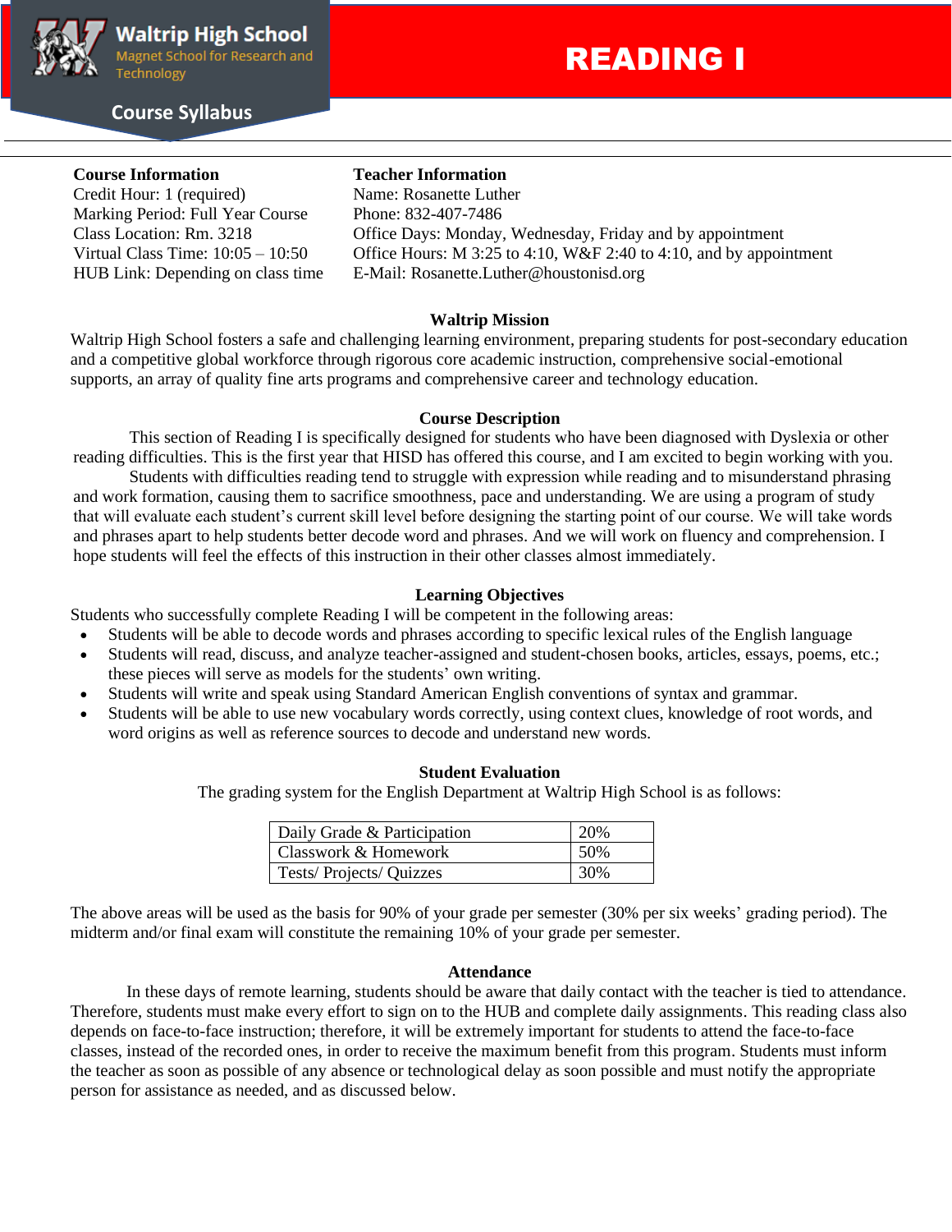**Waltrip High School**
Magnet School for Research and Technology

Course Syllabus

# READING I

**Course Information**
Credit Hour: 1 (required)
Marking Period: Full Year Course
Class Location: Rm. 3218
Virtual Class Time: 10:05 – 10:50
HUB Link: Depending on class time

**Teacher Information**
Name: Rosanette Luther
Phone: 832-407-7486
Office Days: Monday, Wednesday, Friday and by appointment
Office Hours: M 3:25 to 4:10, W&F 2:40 to 4:10, and by appointment
E-Mail: Rosanette.Luther@houstonisd.org

## Waltrip Mission

Waltrip High School fosters a safe and challenging learning environment, preparing students for post-secondary education and a competitive global workforce through rigorous core academic instruction, comprehensive social-emotional supports, an array of quality fine arts programs and comprehensive career and technology education.

## Course Description

This section of Reading I is specifically designed for students who have been diagnosed with Dyslexia or other reading difficulties. This is the first year that HISD has offered this course, and I am excited to begin working with you.

Students with difficulties reading tend to struggle with expression while reading and to misunderstand phrasing and work formation, causing them to sacrifice smoothness, pace and understanding. We are using a program of study that will evaluate each student's current skill level before designing the starting point of our course. We will take words and phrases apart to help students better decode word and phrases. And we will work on fluency and comprehension. I hope students will feel the effects of this instruction in their other classes almost immediately.

## Learning Objectives

Students who successfully complete Reading I will be competent in the following areas:

- Students will be able to decode words and phrases according to specific lexical rules of the English language
- Students will read, discuss, and analyze teacher-assigned and student-chosen books, articles, essays, poems, etc.; these pieces will serve as models for the students' own writing.
- Students will write and speak using Standard American English conventions of syntax and grammar.
- Students will be able to use new vocabulary words correctly, using context clues, knowledge of root words, and word origins as well as reference sources to decode and understand new words.

## Student Evaluation

The grading system for the English Department at Waltrip High School is as follows:

| Category | Weight |
|---|---|
| Daily Grade & Participation | 20% |
| Classwork & Homework | 50% |
| Tests/ Projects/ Quizzes | 30% |

The above areas will be used as the basis for 90% of your grade per semester (30% per six weeks' grading period). The midterm and/or final exam will constitute the remaining 10% of your grade per semester.

## Attendance

In these days of remote learning, students should be aware that daily contact with the teacher is tied to attendance. Therefore, students must make every effort to sign on to the HUB and complete daily assignments. This reading class also depends on face-to-face instruction; therefore, it will be extremely important for students to attend the face-to-face classes, instead of the recorded ones, in order to receive the maximum benefit from this program. Students must inform the teacher as soon as possible of any absence or technological delay as soon possible and must notify the appropriate person for assistance as needed, and as discussed below.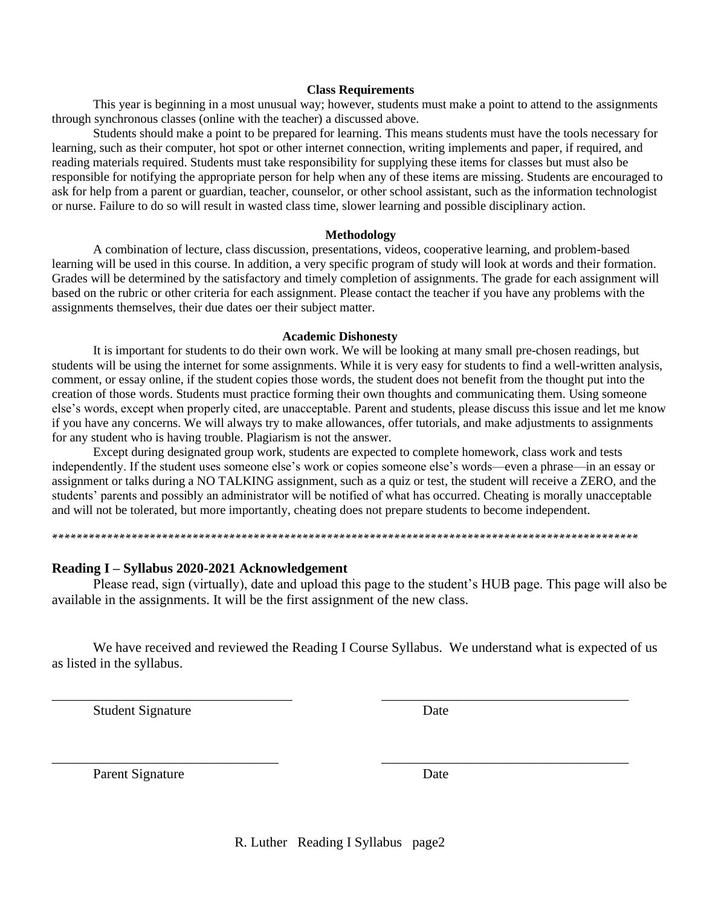### Class Requirements

This year is beginning in a most unusual way; however, students must make a point to attend to the assignments through synchronous classes (online with the teacher) a discussed above.

Students should make a point to be prepared for learning. This means students must have the tools necessary for learning, such as their computer, hot spot or other internet connection, writing implements and paper, if required, and reading materials required. Students must take responsibility for supplying these items for classes but must also be responsible for notifying the appropriate person for help when any of these items are missing. Students are encouraged to ask for help from a parent or guardian, teacher, counselor, or other school assistant, such as the information technologist or nurse. Failure to do so will result in wasted class time, slower learning and possible disciplinary action.

### Methodology

A combination of lecture, class discussion, presentations, videos, cooperative learning, and problem-based learning will be used in this course. In addition, a very specific program of study will look at words and their formation. Grades will be determined by the satisfactory and timely completion of assignments. The grade for each assignment will based on the rubric or other criteria for each assignment. Please contact the teacher if you have any problems with the assignments themselves, their due dates oer their subject matter.

### Academic Dishonesty

It is important for students to do their own work. We will be looking at many small pre-chosen readings, but students will be using the internet for some assignments. While it is very easy for students to find a well-written analysis, comment, or essay online, if the student copies those words, the student does not benefit from the thought put into the creation of those words. Students must practice forming their own thoughts and communicating them. Using someone else's words, except when properly cited, are unacceptable. Parent and students, please discuss this issue and let me know if you have any concerns. We will always try to make allowances, offer tutorials, and make adjustments to assignments for any student who is having trouble. Plagiarism is not the answer.

Except during designated group work, students are expected to complete homework, class work and tests independently. If the student uses someone else's work or copies someone else's words—even a phrase—in an essay or assignment or talks during a NO TALKING assignment, such as a quiz or test, the student will receive a ZERO, and the students' parents and possibly an administrator will be notified of what has occurred. Cheating is morally unacceptable and will not be tolerated, but more importantly, cheating does not prepare students to become independent.

****************************************************************************************************

## Reading I – Syllabus 2020-2021 Acknowledgement

Please read, sign (virtually), date and upload this page to the student's HUB page. This page will also be available in the assignments. It will be the first assignment of the new class.

We have received and reviewed the Reading I Course Syllabus. We understand what is expected of us as listed in the syllabus.

___________________________________ ___________________________________

Student Signature Date

___________________________________ ___________________________________

Parent Signature Date